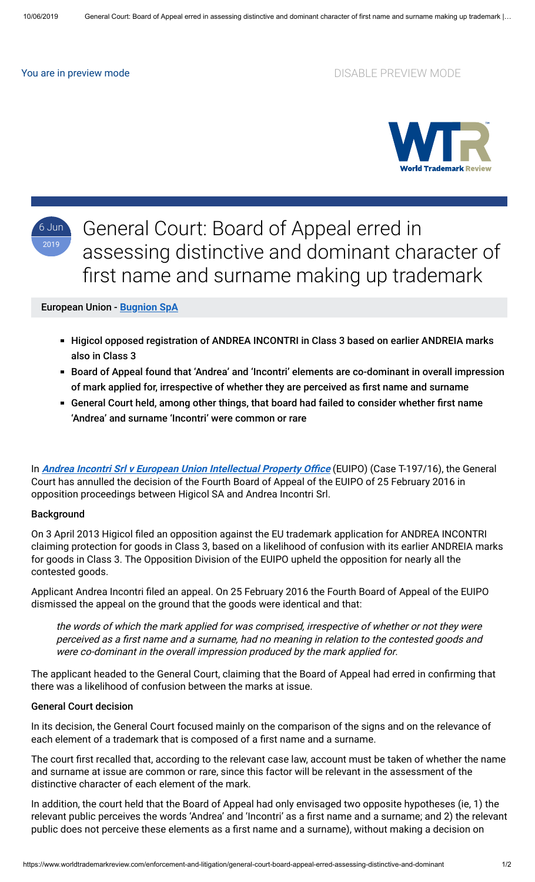# General Court: Board of Appeal erred in assessing distinctive and dominant character of first name and surname making up trademark

6 Jun 2019

**European Union - Bugnion SpA**

- **Higicol opposed registration of ANDREA INCONTRI in Class 3 based on earlier ANDREIA marks also in Class 3**
- **Board of Appeal found that 'Andrea' and 'Incontri' elements are co-dominant in overall impression of mark applied for, irrespective of whether they are perceived as first name and surname**
- **General Court held, among other things, that board had failed to consider whether first name 'Andrea' and surname 'Incontri' were common or rare**

In ***Andrea Incontri Srl v European Union Intellectual Property Office*** (EUIPO) (Case T-197/16), the General Court has annulled the decision of the Fourth Board of Appeal of the EUIPO of 25 February 2016 in opposition proceedings between Higicol SA and Andrea Incontri Srl.

## Background

On 3 April 2013 Higicol filed an opposition against the EU trademark application for ANDREA INCONTRI claiming protection for goods in Class 3, based on a likelihood of confusion with its earlier ANDREIA marks for goods in Class 3. The Opposition Division of the EUIPO upheld the opposition for nearly all the contested goods.

Applicant Andrea Incontri filed an appeal. On 25 February 2016 the Fourth Board of Appeal of the EUIPO dismissed the appeal on the ground that the goods were identical and that:

> *the words of which the mark applied for was comprised, irrespective of whether or not they were perceived as a first name and a surname, had no meaning in relation to the contested goods and were co-dominant in the overall impression produced by the mark applied for.*

The applicant headed to the General Court, claiming that the Board of Appeal had erred in confirming that there was a likelihood of confusion between the marks at issue.

## General Court decision

In its decision, the General Court focused mainly on the comparison of the signs and on the relevance of each element of a trademark that is composed of a first name and a surname.

The court first recalled that, according to the relevant case law, account must be taken of whether the name and surname at issue are common or rare, since this factor will be relevant in the assessment of the distinctive character of each element of the mark.

In addition, the court held that the Board of Appeal had only envisaged two opposite hypotheses (ie, 1) the relevant public perceives the words 'Andrea' and 'Incontri' as a first name and a surname; and 2) the relevant public does not perceive these elements as a first name and a surname), without making a decision on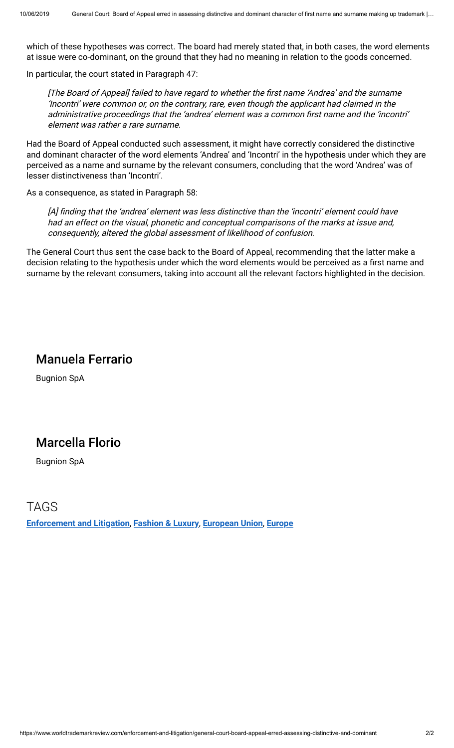which of these hypotheses was correct. The board had merely stated that, in both cases, the word elements at issue were co-dominant, on the ground that they had no meaning in relation to the goods concerned.

In particular, the court stated in Paragraph 47:

> *[The Board of Appeal] failed to have regard to whether the first name 'Andrea' and the surname 'Incontri' were common or, on the contrary, rare, even though the applicant had claimed in the administrative proceedings that the 'andrea' element was a common first name and the 'incontri' element was rather a rare surname.*

Had the Board of Appeal conducted such assessment, it might have correctly considered the distinctive and dominant character of the word elements 'Andrea' and 'Incontri' in the hypothesis under which they are perceived as a name and surname by the relevant consumers, concluding that the word 'Andrea' was of lesser distinctiveness than 'Incontri'.

As a consequence, as stated in Paragraph 58:

> *[A] finding that the 'andrea' element was less distinctive than the 'incontri' element could have had an effect on the visual, phonetic and conceptual comparisons of the marks at issue and, consequently, altered the global assessment of likelihood of confusion.*

The General Court thus sent the case back to the Board of Appeal, recommending that the latter make a decision relating to the hypothesis under which the word elements would be perceived as a first name and surname by the relevant consumers, taking into account all the relevant factors highlighted in the decision.

## Manuela Ferrario

Bugnion SpA

## Marcella Florio

Bugnion SpA

TAGS

**Enforcement and Litigation**, **Fashion & Luxury**, **European Union**, **Europe**